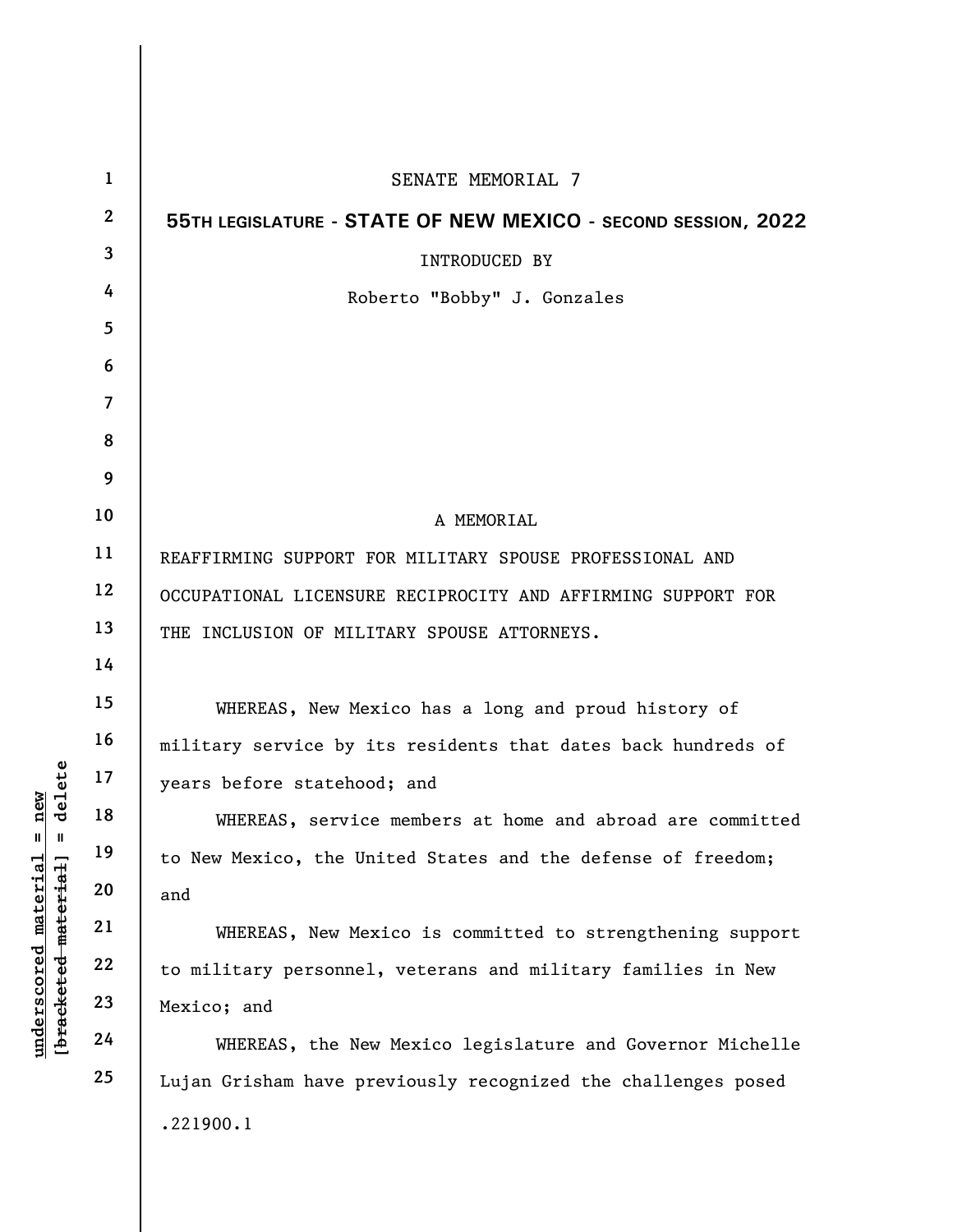SENATE MEMORIAL 7

**55TH LEGISLATURE - STATE OF NEW MEXICO - SECOND SESSION, 2022**

INTRODUCED BY

Roberto "Bobby" J. Gonzales

A MEMORIAL

REAFFIRMING SUPPORT FOR MILITARY SPOUSE PROFESSIONAL AND OCCUPATIONAL LICENSURE RECIPROCITY AND AFFIRMING SUPPORT FOR THE INCLUSION OF MILITARY SPOUSE ATTORNEYS.

WHEREAS, New Mexico has a long and proud history of military service by its residents that dates back hundreds of years before statehood; and

WHEREAS, service members at home and abroad are committed to New Mexico, the United States and the defense of freedom; and

WHEREAS, New Mexico is committed to strengthening support to military personnel, veterans and military families in New Mexico; and

WHEREAS, the New Mexico legislature and Governor Michelle Lujan Grisham have previously recognized the challenges posed

.221900.1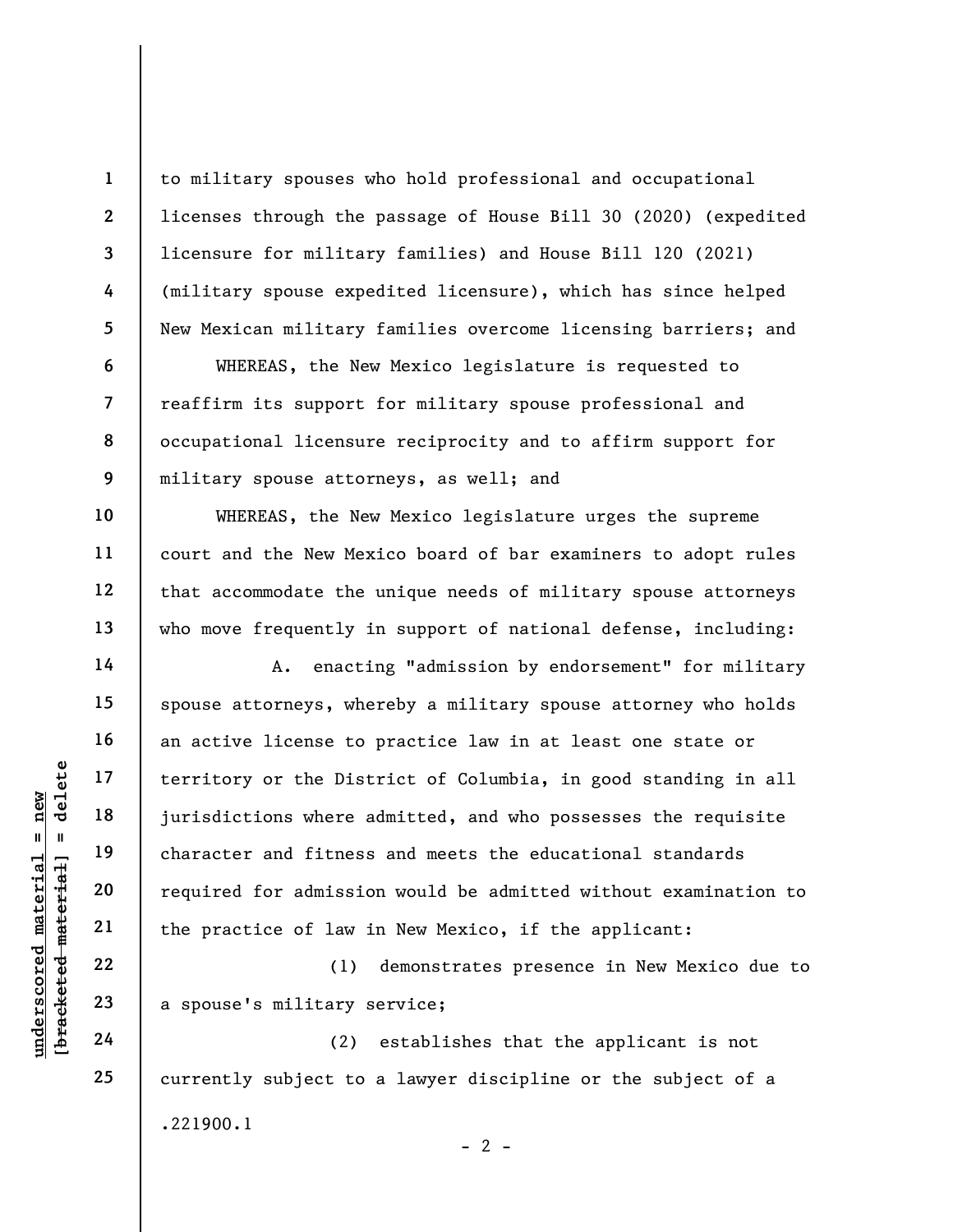to military spouses who hold professional and occupational licenses through the passage of House Bill 30 (2020) (expedited licensure for military families) and House Bill 120 (2021) (military spouse expedited licensure), which has since helped New Mexican military families overcome licensing barriers; and

WHEREAS, the New Mexico legislature is requested to reaffirm its support for military spouse professional and occupational licensure reciprocity and to affirm support for military spouse attorneys, as well; and

WHEREAS, the New Mexico legislature urges the supreme court and the New Mexico board of bar examiners to adopt rules that accommodate the unique needs of military spouse attorneys who move frequently in support of national defense, including:

A. enacting "admission by endorsement" for military spouse attorneys, whereby a military spouse attorney who holds an active license to practice law in at least one state or territory or the District of Columbia, in good standing in all jurisdictions where admitted, and who possesses the requisite character and fitness and meets the educational standards required for admission would be admitted without examination to the practice of law in New Mexico, if the applicant:

(1) demonstrates presence in New Mexico due to a spouse's military service;

(2) establishes that the applicant is not currently subject to a lawyer discipline or the subject of a

.221900.1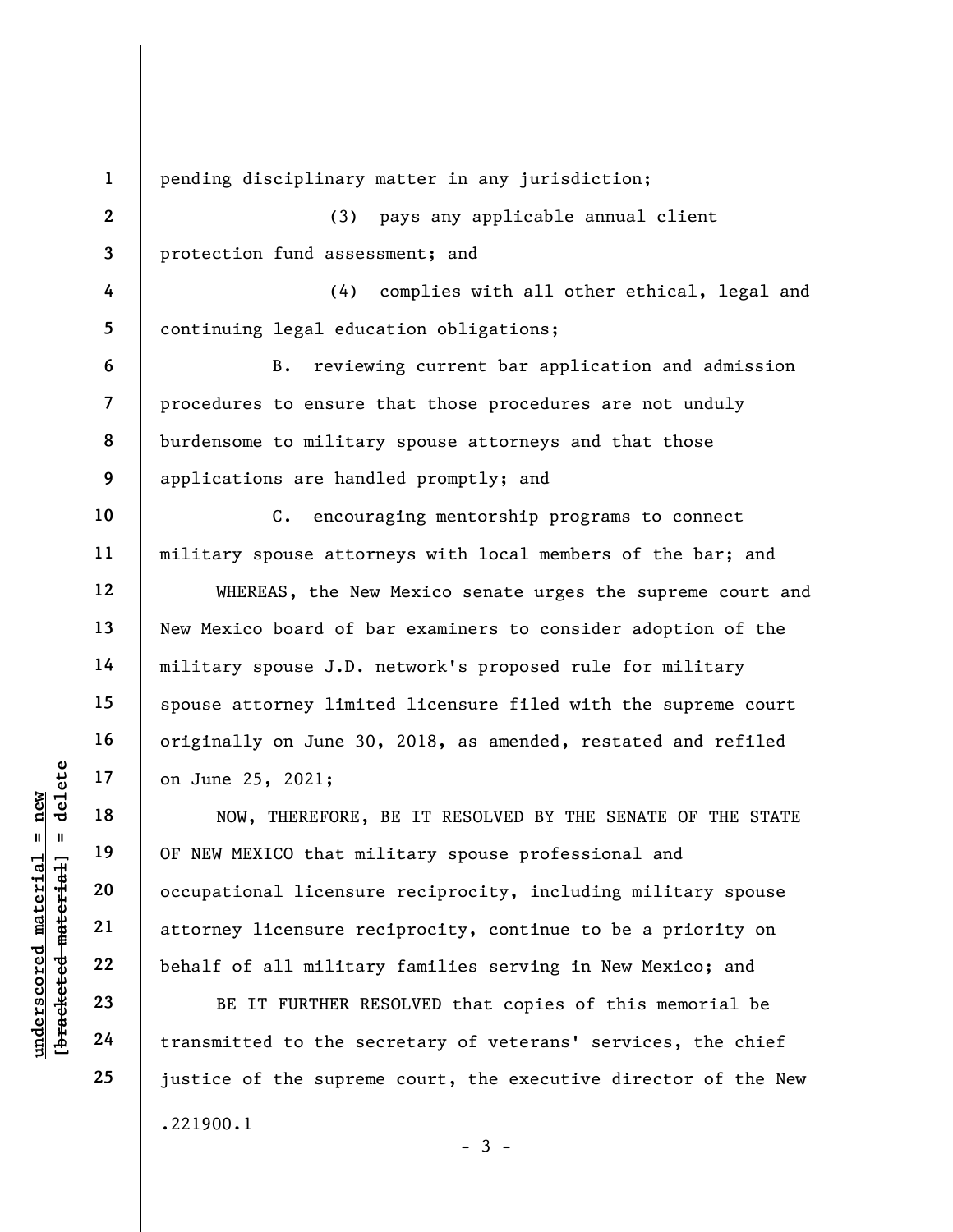pending disciplinary matter in any jurisdiction;

(3) pays any applicable annual client protection fund assessment; and

(4) complies with all other ethical, legal and continuing legal education obligations;

B. reviewing current bar application and admission procedures to ensure that those procedures are not unduly burdensome to military spouse attorneys and that those applications are handled promptly; and

C. encouraging mentorship programs to connect military spouse attorneys with local members of the bar; and

WHEREAS, the New Mexico senate urges the supreme court and New Mexico board of bar examiners to consider adoption of the military spouse J.D. network's proposed rule for military spouse attorney limited licensure filed with the supreme court originally on June 30, 2018, as amended, restated and refiled on June 25, 2021;

NOW, THEREFORE, BE IT RESOLVED BY THE SENATE OF THE STATE OF NEW MEXICO that military spouse professional and occupational licensure reciprocity, including military spouse attorney licensure reciprocity, continue to be a priority on behalf of all military families serving in New Mexico; and

BE IT FURTHER RESOLVED that copies of this memorial be transmitted to the secretary of veterans' services, the chief justice of the supreme court, the executive director of the New

.221900.1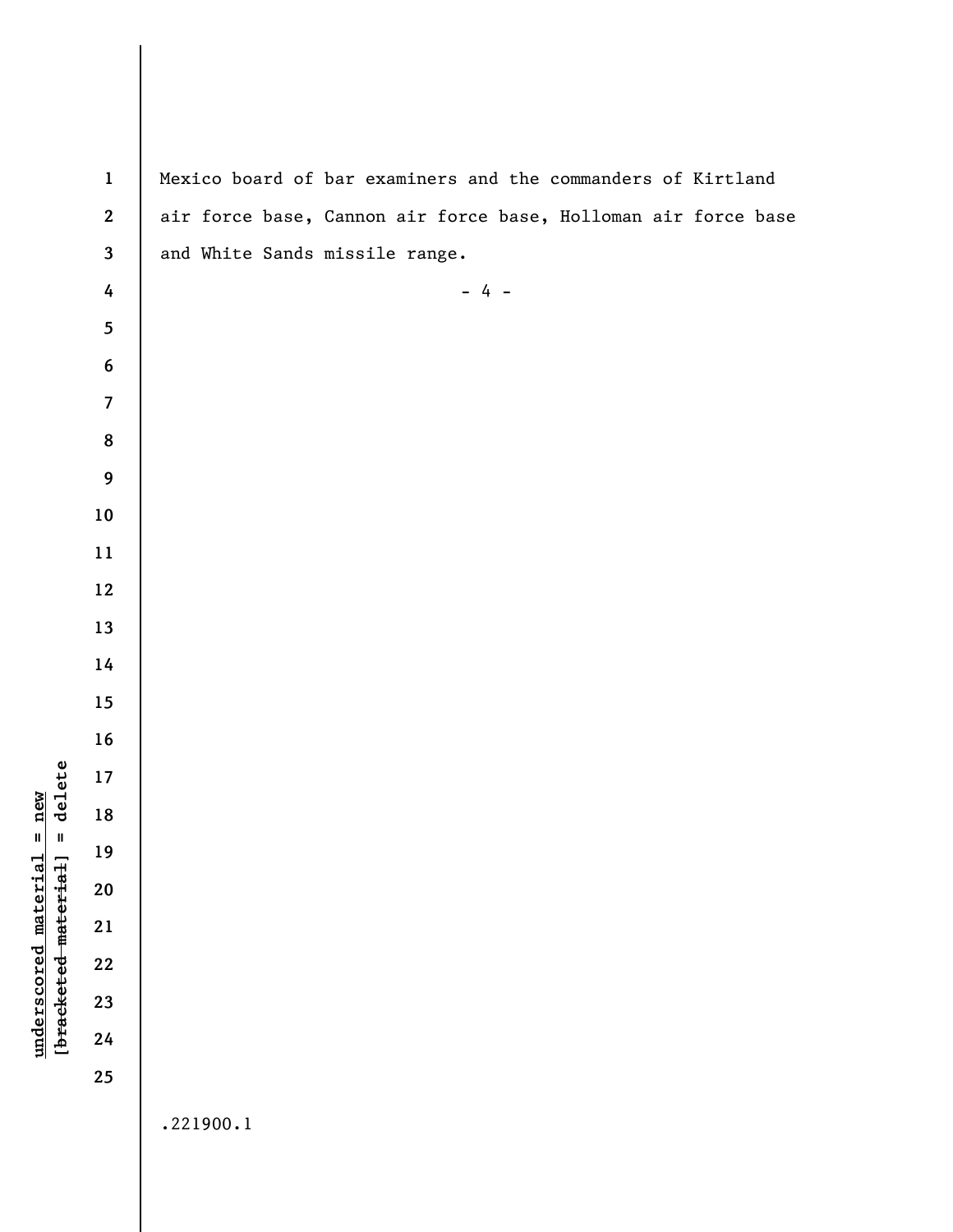Mexico board of bar examiners and the commanders of Kirtland air force base, Cannon air force base, Holloman air force base and White Sands missile range.